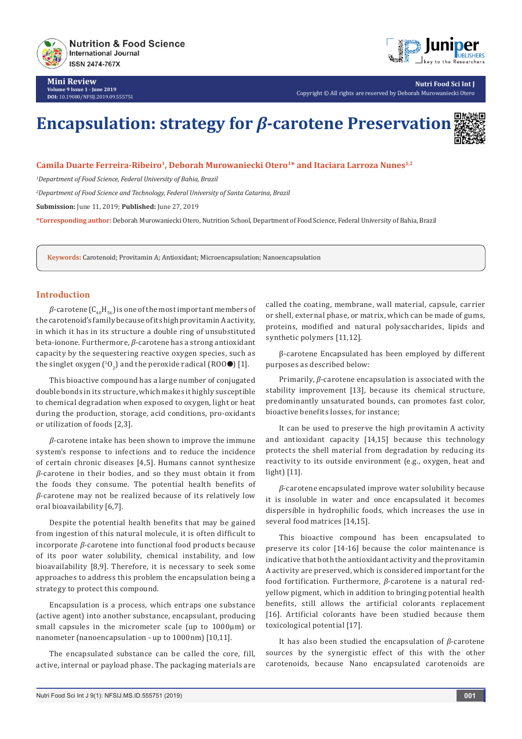Mini Review

# Encapsulation: strategy for *β*-carotene Preservation

**Camila Duarte Ferreira-Ribeiro[1], Deborah Murowaniecki Otero[1]* and Itaciara Larroza Nunes[1,2]**

*[1]Department of Food Science, Federal University of Bahia, Brazil*

*[2]Department of Food Science and Technology, Federal University of Santa Catarina, Brazil*

**Submission:** June 11, 2019; **Published:** June 27, 2019

***Corresponding author:** Deborah Murowaniecki Otero, Nutrition School, Department of Food Science, Federal University of Bahia, Brazil

**Keywords:** Carotenoid; Provitamin A; Antioxidant; Microencapsulation; Nanoencapsulation

## Introduction

*β*-carotene ($C_{40}H_{56}$) is one of the most important members of the carotenoid's family because of its high provitamin A activity, in which it has in its structure a double ring of unsubstituted beta-ionone. Furthermore, *β*-carotene has a strong antioxidant capacity by the sequestering reactive oxygen species, such as the singlet oxygen ($^1O_2$) and the peroxide radical (ROO●) [1].

This bioactive compound has a large number of conjugated double bonds in its structure, which makes it highly susceptible to chemical degradation when exposed to oxygen, light or heat during the production, storage, acid conditions, pro-oxidants or utilization of foods [2,3].

*β*-carotene intake has been shown to improve the immune system's response to infections and to reduce the incidence of certain chronic diseases [4,5]. Humans cannot synthesize *β*-carotene in their bodies, and so they must obtain it from the foods they consume. The potential health benefits of *β*-carotene may not be realized because of its relatively low oral bioavailability [6,7].

Despite the potential health benefits that may be gained from ingestion of this natural molecule, it is often difficult to incorporate *β*-carotene into functional food products because of its poor water solubility, chemical instability, and low bioavailability [8,9]. Therefore, it is necessary to seek some approaches to address this problem the encapsulation being a strategy to protect this compound.

Encapsulation is a process, which entraps one substance (active agent) into another substance, encapsulant, producing small capsules in the micrometer scale (up to 1000µm) or nanometer (nanoencapsulation - up to 1000nm) [10,11].

The encapsulated substance can be called the core, fill, active, internal or payload phase. The packaging materials are called the coating, membrane, wall material, capsule, carrier or shell, external phase, or matrix, which can be made of gums, proteins, modified and natural polysaccharides, lipids and synthetic polymers [11,12].

β-carotene Encapsulated has been employed by different purposes as described below:

Primarily, *β*-carotene encapsulation is associated with the stability improvement [13], because its chemical structure, predominantly unsaturated bounds, can promotes fast color, bioactive benefits losses, for instance;

It can be used to preserve the high provitamin A activity and antioxidant capacity [14,15] because this technology protects the shell material from degradation by reducing its reactivity to its outside environment (e.g., oxygen, heat and light) [11].

*β*-carotene encapsulated improve water solubility because it is insoluble in water and once encapsulated it becomes dispersible in hydrophilic foods, which increases the use in several food matrices [14,15].

This bioactive compound has been encapsulated to preserve its color [14-16] because the color maintenance is indicative that both the antioxidant activity and the provitamin A activity are preserved, which is considered important for the food fortification. Furthermore, *β*-carotene is a natural red-yellow pigment, which in addition to bringing potential health benefits, still allows the artificial colorants replacement [16]. Artificial colorants have been studied because them toxicological potential [17].

It has also been studied the encapsulation of *β*-carotene sources by the synergistic effect of this with the other carotenoids, because Nano encapsulated carotenoids are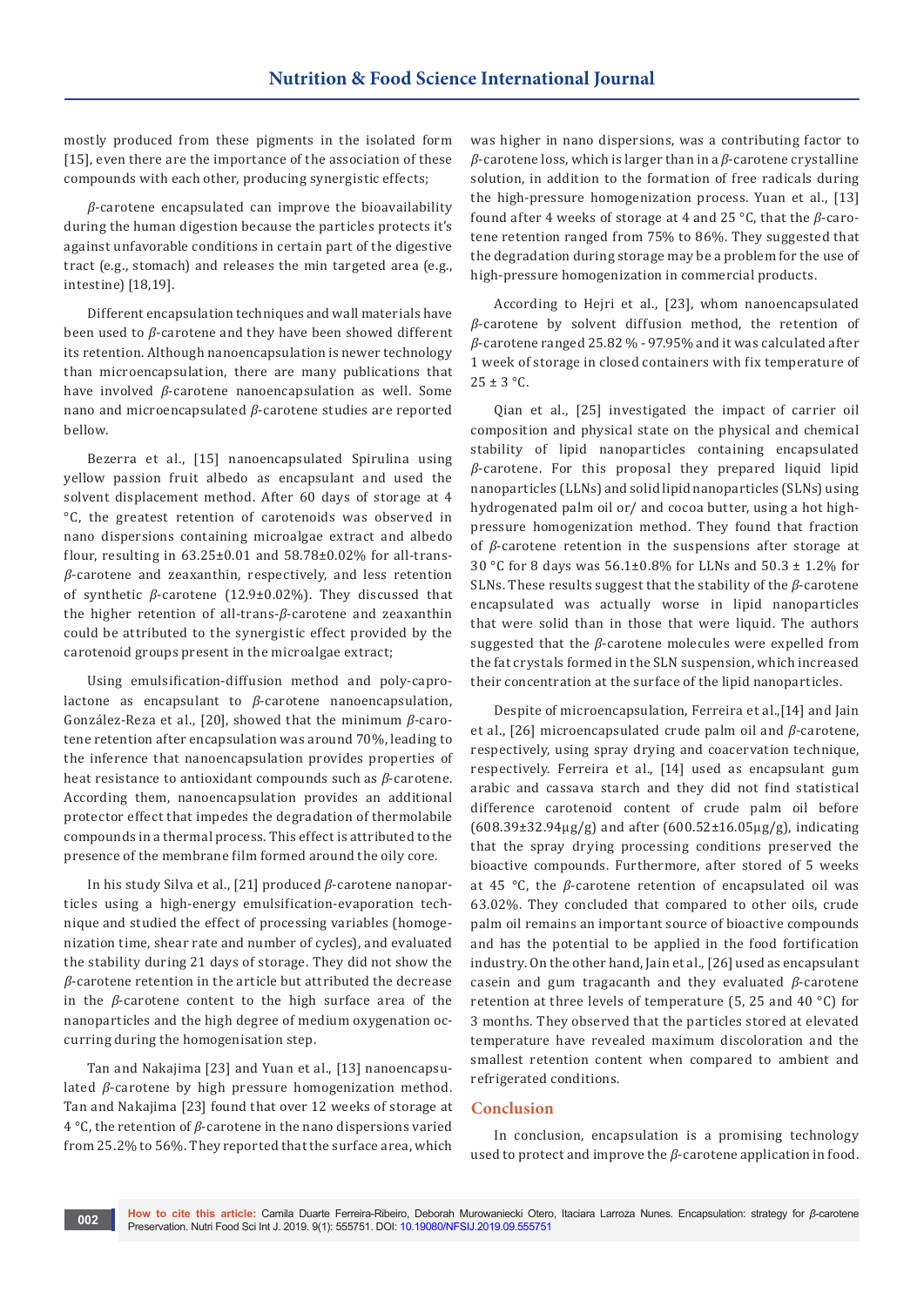mostly produced from these pigments in the isolated form [15], even there are the importance of the association of these compounds with each other, producing synergistic effects;

*β*-carotene encapsulated can improve the bioavailability during the human digestion because the particles protects it's against unfavorable conditions in certain part of the digestive tract (e.g., stomach) and releases the min targeted area (e.g., intestine) [18,19].

Different encapsulation techniques and wall materials have been used to *β*-carotene and they have been showed different its retention. Although nanoencapsulation is newer technology than microencapsulation, there are many publications that have involved *β*-carotene nanoencapsulation as well. Some nano and microencapsulated *β*-carotene studies are reported bellow.

Bezerra et al., [15] nanoencapsulated Spirulina using yellow passion fruit albedo as encapsulant and used the solvent displacement method. After 60 days of storage at 4 °C, the greatest retention of carotenoids was observed in nano dispersions containing microalgae extract and albedo flour, resulting in 63.25±0.01 and 58.78±0.02% for all-trans-*β*-carotene and zeaxanthin, respectively, and less retention of synthetic *β*-carotene (12.9±0.02%). They discussed that the higher retention of all-trans-*β*-carotene and zeaxanthin could be attributed to the synergistic effect provided by the carotenoid groups present in the microalgae extract;

Using emulsification-diffusion method and poly-caprolactone as encapsulant to *β*-carotene nanoencapsulation, González-Reza et al., [20], showed that the minimum *β*-carotene retention after encapsulation was around 70%, leading to the inference that nanoencapsulation provides properties of heat resistance to antioxidant compounds such as *β*-carotene. According them, nanoencapsulation provides an additional protector effect that impedes the degradation of thermolabile compounds in a thermal process. This effect is attributed to the presence of the membrane film formed around the oily core.

In his study Silva et al., [21] produced *β*-carotene nanoparticles using a high-energy emulsification-evaporation technique and studied the effect of processing variables (homogenization time, shear rate and number of cycles), and evaluated the stability during 21 days of storage. They did not show the *β*-carotene retention in the article but attributed the decrease in the *β*-carotene content to the high surface area of the nanoparticles and the high degree of medium oxygenation occurring during the homogenisation step.

Tan and Nakajima [23] and Yuan et al., [13] nanoencapsulated *β*-carotene by high pressure homogenization method. Tan and Nakajima [23] found that over 12 weeks of storage at 4 °C, the retention of *β*-carotene in the nano dispersions varied from 25.2% to 56%. They reported that the surface area, which was higher in nano dispersions, was a contributing factor to *β*-carotene loss, which is larger than in a *β*-carotene crystalline solution, in addition to the formation of free radicals during the high-pressure homogenization process. Yuan et al., [13] found after 4 weeks of storage at 4 and 25 °C, that the *β*-carotene retention ranged from 75% to 86%. They suggested that the degradation during storage may be a problem for the use of high-pressure homogenization in commercial products.

According to Hejri et al., [23], whom nanoencapsulated *β*-carotene by solvent diffusion method, the retention of *β*-carotene ranged 25.82 % - 97.95% and it was calculated after 1 week of storage in closed containers with fix temperature of 25 ± 3 °C.

Qian et al., [25] investigated the impact of carrier oil composition and physical state on the physical and chemical stability of lipid nanoparticles containing encapsulated *β*-carotene. For this proposal they prepared liquid lipid nanoparticles (LLNs) and solid lipid nanoparticles (SLNs) using hydrogenated palm oil or/ and cocoa butter, using a hot high-pressure homogenization method. They found that fraction of *β*-carotene retention in the suspensions after storage at 30 °C for 8 days was 56.1±0.8% for LLNs and 50.3 ± 1.2% for SLNs. These results suggest that the stability of the *β*-carotene encapsulated was actually worse in lipid nanoparticles that were solid than in those that were liquid. The authors suggested that the *β*-carotene molecules were expelled from the fat crystals formed in the SLN suspension, which increased their concentration at the surface of the lipid nanoparticles.

Despite of microencapsulation, Ferreira et al.,[14] and Jain et al., [26] microencapsulated crude palm oil and *β*-carotene, respectively, using spray drying and coacervation technique, respectively. Ferreira et al., [14] used as encapsulant gum arabic and cassava starch and they did not find statistical difference carotenoid content of crude palm oil before (608.39±32.94µg/g) and after (600.52±16.05µg/g), indicating that the spray drying processing conditions preserved the bioactive compounds. Furthermore, after stored of 5 weeks at 45 °C, the *β*-carotene retention of encapsulated oil was 63.02%. They concluded that compared to other oils, crude palm oil remains an important source of bioactive compounds and has the potential to be applied in the food fortification industry. On the other hand, Jain et al., [26] used as encapsulant casein and gum tragacanth and they evaluated *β*-carotene retention at three levels of temperature (5, 25 and 40 °C) for 3 months. They observed that the particles stored at elevated temperature have revealed maximum discoloration and the smallest retention content when compared to ambient and refrigerated conditions.

## Conclusion

In conclusion, encapsulation is a promising technology used to protect and improve the *β*-carotene application in food.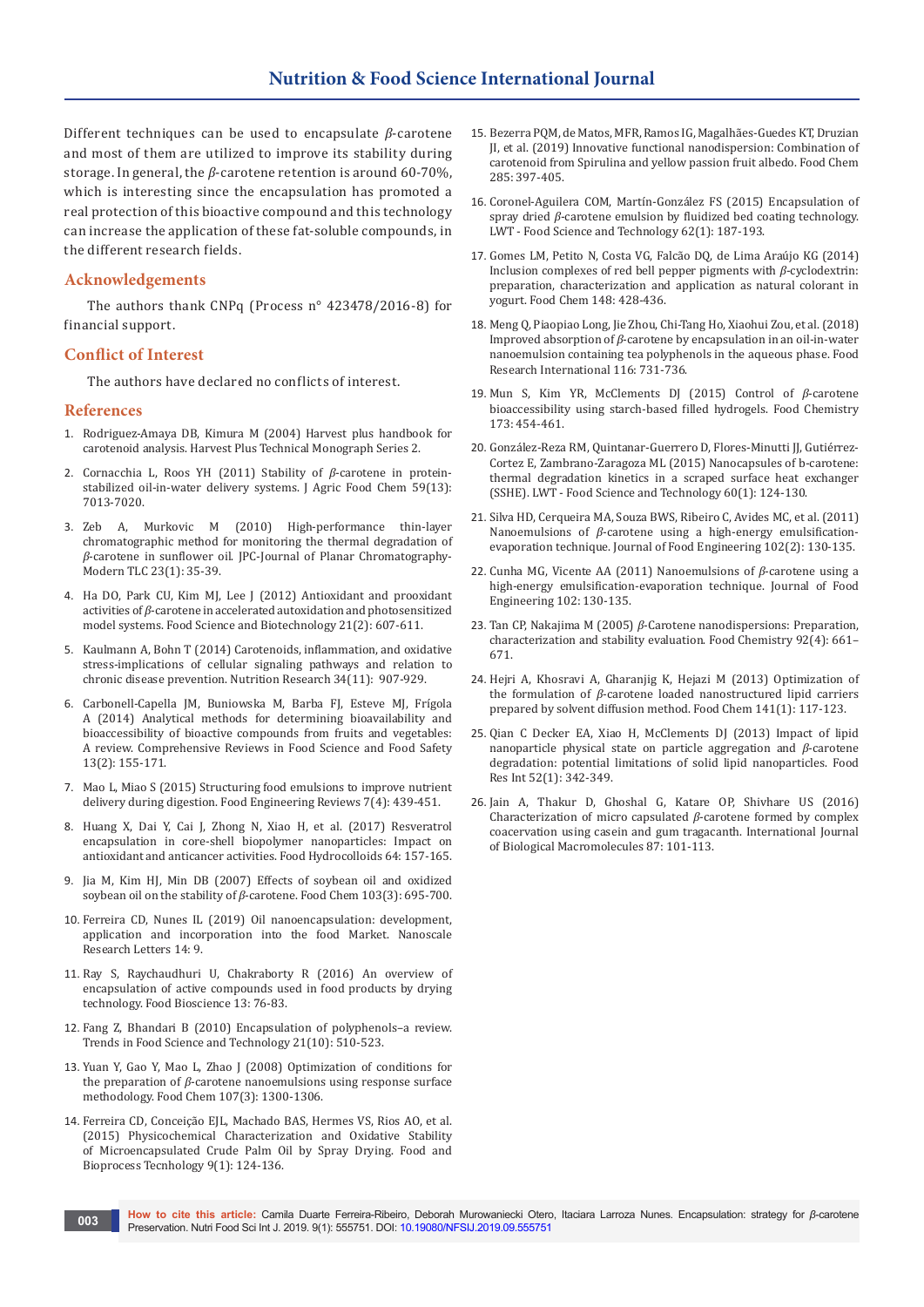Different techniques can be used to encapsulate *β*-carotene and most of them are utilized to improve its stability during storage. In general, the *β*-carotene retention is around 60-70%, which is interesting since the encapsulation has promoted a real protection of this bioactive compound and this technology can increase the application of these fat-soluble compounds, in the different research fields.

## Acknowledgements

The authors thank CNPq (Process n° 423478/2016-8) for financial support.

## Conflict of Interest

The authors have declared no conflicts of interest.

## References

1. Rodriguez-Amaya DB, Kimura M (2004) Harvest plus handbook for carotenoid analysis. Harvest Plus Technical Monograph Series 2.
2. Cornacchia L, Roos YH (2011) Stability of *β*-carotene in protein-stabilized oil-in-water delivery systems. J Agric Food Chem 59(13): 7013-7020.
3. Zeb A, Murkovic M (2010) High-performance thin-layer chromatographic method for monitoring the thermal degradation of *β*-carotene in sunflower oil. JPC-Journal of Planar Chromatography-Modern TLC 23(1): 35-39.
4. Ha DO, Park CU, Kim MJ, Lee J (2012) Antioxidant and prooxidant activities of *β*-carotene in accelerated autoxidation and photosensitized model systems. Food Science and Biotechnology 21(2): 607-611.
5. Kaulmann A, Bohn T (2014) Carotenoids, inflammation, and oxidative stress-implications of cellular signaling pathways and relation to chronic disease prevention. Nutrition Research 34(11): 907-929.
6. Carbonell-Capella JM, Buniowska M, Barba FJ, Esteve MJ, Frígola A (2014) Analytical methods for determining bioavailability and bioaccessibility of bioactive compounds from fruits and vegetables: A review. Comprehensive Reviews in Food Science and Food Safety 13(2): 155-171.
7. Mao L, Miao S (2015) Structuring food emulsions to improve nutrient delivery during digestion. Food Engineering Reviews 7(4): 439-451.
8. Huang X, Dai Y, Cai J, Zhong N, Xiao H, et al. (2017) Resveratrol encapsulation in core-shell biopolymer nanoparticles: Impact on antioxidant and anticancer activities. Food Hydrocolloids 64: 157-165.
9. Jia M, Kim HJ, Min DB (2007) Effects of soybean oil and oxidized soybean oil on the stability of *β*-carotene. Food Chem 103(3): 695-700.
10. Ferreira CD, Nunes IL (2019) Oil nanoencapsulation: development, application and incorporation into the food Market. Nanoscale Research Letters 14: 9.
11. Ray S, Raychaudhuri U, Chakraborty R (2016) An overview of encapsulation of active compounds used in food products by drying technology. Food Bioscience 13: 76-83.
12. Fang Z, Bhandari B (2010) Encapsulation of polyphenols–a review. Trends in Food Science and Technology 21(10): 510-523.
13. Yuan Y, Gao Y, Mao L, Zhao J (2008) Optimization of conditions for the preparation of *β*-carotene nanoemulsions using response surface methodology. Food Chem 107(3): 1300-1306.
14. Ferreira CD, Conceição EJL, Machado BAS, Hermes VS, Rios AO, et al. (2015) Physicochemical Characterization and Oxidative Stability of Microencapsulated Crude Palm Oil by Spray Drying. Food and Bioprocess Tecnhology 9(1): 124-136.
15. Bezerra PQM, de Matos, MFR, Ramos IG, Magalhães-Guedes KT, Druzian JI, et al. (2019) Innovative functional nanodispersion: Combination of carotenoid from Spirulina and yellow passion fruit albedo. Food Chem 285: 397-405.
16. Coronel-Aguilera COM, Martín-González FS (2015) Encapsulation of spray dried *β*-carotene emulsion by fluidized bed coating technology. LWT - Food Science and Technology 62(1): 187-193.
17. Gomes LM, Petito N, Costa VG, Falcão DQ, de Lima Araújo KG (2014) Inclusion complexes of red bell pepper pigments with *β*-cyclodextrin: preparation, characterization and application as natural colorant in yogurt. Food Chem 148: 428-436.
18. Meng Q, Piaopiao Long, Jie Zhou, Chi-Tang Ho, Xiaohui Zou, et al. (2018) Improved absorption of *β*-carotene by encapsulation in an oil-in-water nanoemulsion containing tea polyphenols in the aqueous phase. Food Research International 116: 731-736.
19. Mun S, Kim YR, McClements DJ (2015) Control of *β*-carotene bioaccessibility using starch-based filled hydrogels. Food Chemistry 173: 454-461.
20. González-Reza RM, Quintanar-Guerrero D, Flores-Minutti JJ, Gutiérrez-Cortez E, Zambrano-Zaragoza ML (2015) Nanocapsules of b-carotene: thermal degradation kinetics in a scraped surface heat exchanger (SSHE). LWT - Food Science and Technology 60(1): 124-130.
21. Silva HD, Cerqueira MA, Souza BWS, Ribeiro C, Avides MC, et al. (2011) Nanoemulsions of *β*-carotene using a high-energy emulsification-evaporation technique. Journal of Food Engineering 102(2): 130-135.
22. Cunha MG, Vicente AA (2011) Nanoemulsions of *β*-carotene using a high-energy emulsification-evaporation technique. Journal of Food Engineering 102: 130-135.
23. Tan CP, Nakajima M (2005) *β*-Carotene nanodispersions: Preparation, characterization and stability evaluation. Food Chemistry 92(4): 661–671.
24. Hejri A, Khosravi A, Gharanjig K, Hejazi M (2013) Optimization of the formulation of *β*-carotene loaded nanostructured lipid carriers prepared by solvent diffusion method. Food Chem 141(1): 117-123.
25. Qian C Decker EA, Xiao H, McClements DJ (2013) Impact of lipid nanoparticle physical state on particle aggregation and *β*-carotene degradation: potential limitations of solid lipid nanoparticles. Food Res Int 52(1): 342-349.
26. Jain A, Thakur D, Ghoshal G, Katare OP, Shivhare US (2016) Characterization of micro capsulated *β*-carotene formed by complex coacervation using casein and gum tragacanth. International Journal of Biological Macromolecules 87: 101-113.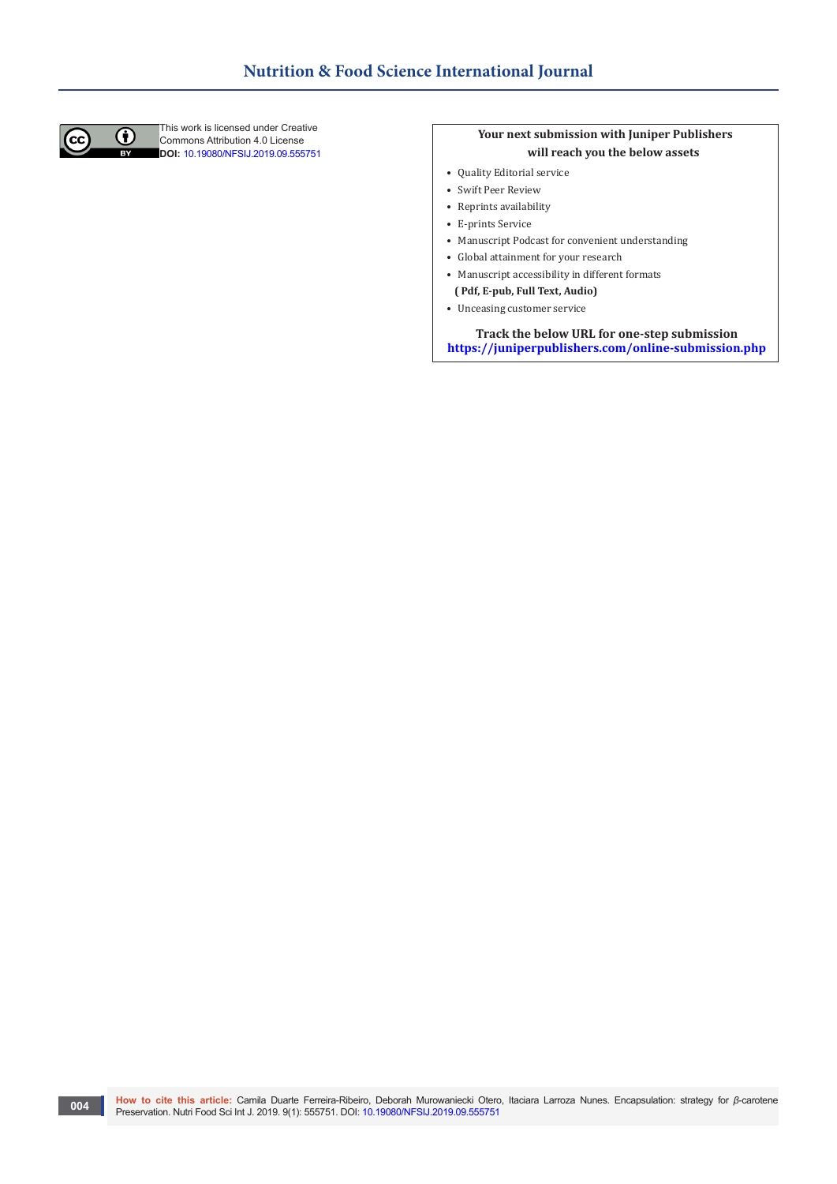This work is licensed under Creative Commons Attribution 4.0 License
**DOI:** 10.19080/NFSIJ.2019.09.555751

**Your next submission with Juniper Publishers will reach you the below assets**

- Quality Editorial service
- Swift Peer Review
- Reprints availability
- E-prints Service
- Manuscript Podcast for convenient understanding
- Global attainment for your research
- Manuscript accessibility in different formats
  **( Pdf, E-pub, Full Text, Audio)**
- Unceasing customer service

**Track the below URL for one-step submission**
**https://juniperpublishers.com/online-submission.php**